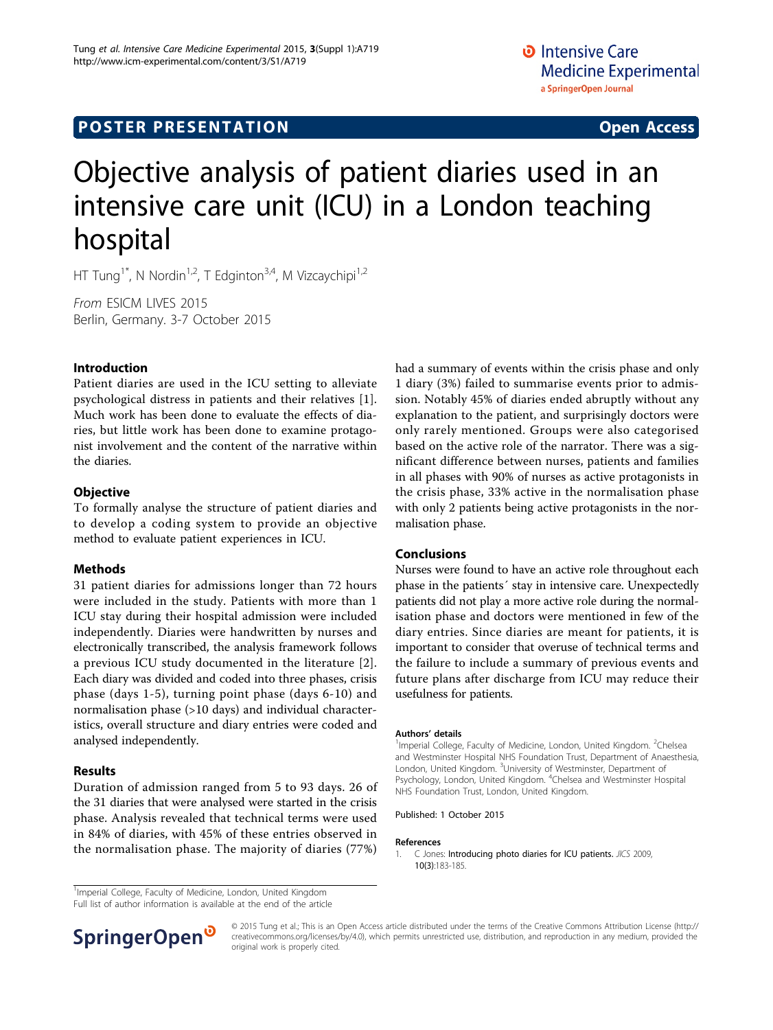**POSTER PRESENTATION** **Open Access**

# Objective analysis of patient diaries used in an intensive care unit (ICU) in a London teaching hospital

HT Tung[1*], N Nordin[1,2], T Edgington[3,4], M Vizcaychipi[1,2]

*From* ESICM LIVES 2015
Berlin, Germany. 3-7 October 2015

## Introduction

Patient diaries are used in the ICU setting to alleviate psychological distress in patients and their relatives [1]. Much work has been done to evaluate the effects of diaries, but little work has been done to examine protagonist involvement and the content of the narrative within the diaries.

## Objective

To formally analyse the structure of patient diaries and to develop a coding system to provide an objective method to evaluate patient experiences in ICU.

## Methods

31 patient diaries for admissions longer than 72 hours were included in the study. Patients with more than 1 ICU stay during their hospital admission were included independently. Diaries were handwritten by nurses and electronically transcribed, the analysis framework follows a previous ICU study documented in the literature [2]. Each diary was divided and coded into three phases, crisis phase (days 1-5), turning point phase (days 6-10) and normalisation phase (>10 days) and individual characteristics, overall structure and diary entries were coded and analysed independently.

## Results

Duration of admission ranged from 5 to 93 days. 26 of the 31 diaries that were analysed were started in the crisis phase. Analysis revealed that technical terms were used in 84% of diaries, with 45% of these entries observed in the normalisation phase. The majority of diaries (77%) had a summary of events within the crisis phase and only 1 diary (3%) failed to summarise events prior to admission. Notably 45% of diaries ended abruptly without any explanation to the patient, and surprisingly doctors were only rarely mentioned. Groups were also categorised based on the active role of the narrator. There was a significant difference between nurses, patients and families in all phases with 90% of nurses as active protagonists in the crisis phase, 33% active in the normalisation phase with only 2 patients being active protagonists in the normalisation phase.

## Conclusions

Nurses were found to have an active role throughout each phase in the patients´ stay in intensive care. Unexpectedly patients did not play a more active role during the normalisation phase and doctors were mentioned in few of the diary entries. Since diaries are meant for patients, it is important to consider that overuse of technical terms and the failure to include a summary of previous events and future plans after discharge from ICU may reduce their usefulness for patients.

### Authors' details

[1]Imperial College, Faculty of Medicine, London, United Kingdom. [2]Chelsea and Westminster Hospital NHS Foundation Trust, Department of Anaesthesia, London, United Kingdom. [3]University of Westminster, Department of Psychology, London, United Kingdom. [4]Chelsea and Westminster Hospital NHS Foundation Trust, London, United Kingdom.

Published: 1 October 2015

### References

1. C Jones: **Introducing photo diaries for ICU patients.** *JICS* 2009, **10(3)**:183-185.

[1]Imperial College, Faculty of Medicine, London, United Kingdom
Full list of author information is available at the end of the article

© 2015 Tung et al.; This is an Open Access article distributed under the terms of the Creative Commons Attribution License (http://creativecommons.org/licenses/by/4.0), which permits unrestricted use, distribution, and reproduction in any medium, provided the original work is properly cited.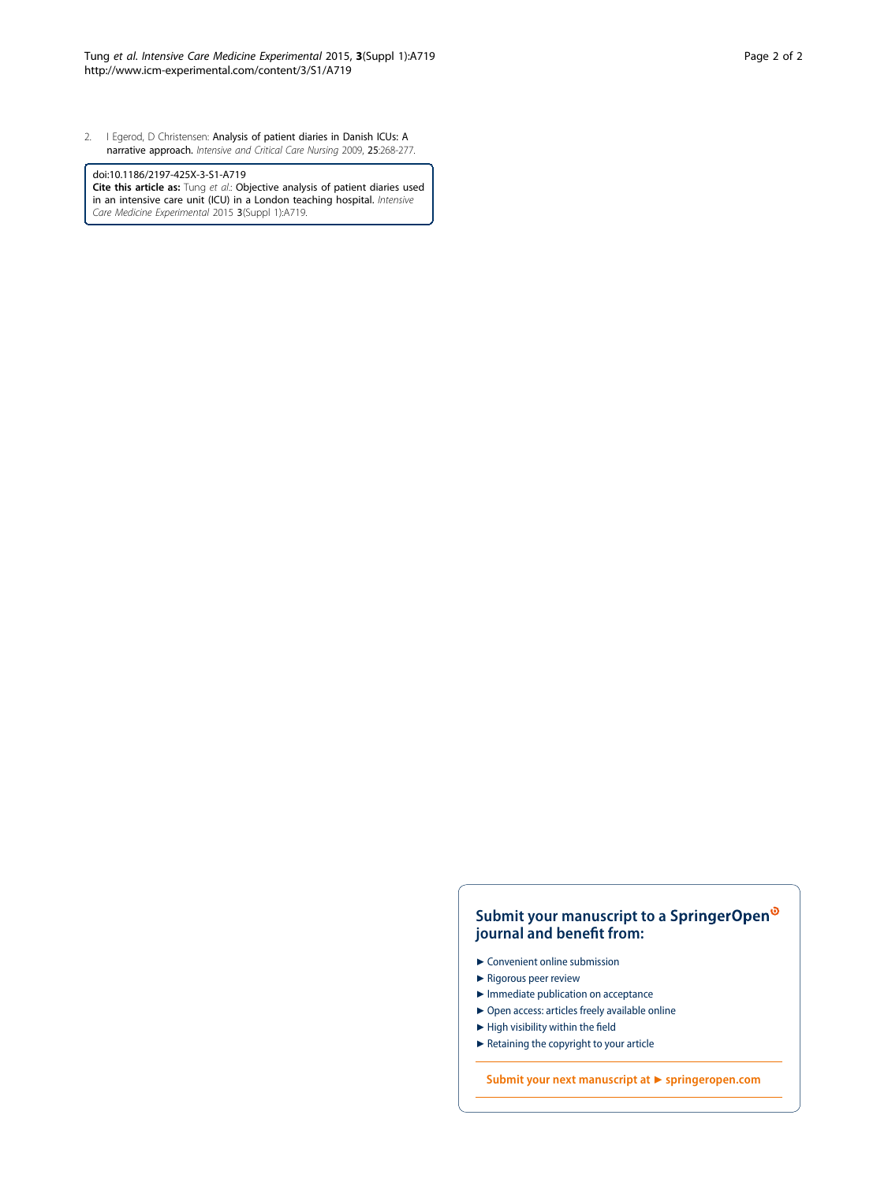2. I Egerod, D Christensen: **Analysis of patient diaries in Danish ICUs: A narrative approach.** *Intensive and Critical Care Nursing* 2009, **25**:268-277.

doi:10.1186/2197-425X-3-S1-A719
**Cite this article as:** Tung *et al.*: Objective analysis of patient diaries used in an intensive care unit (ICU) in a London teaching hospital. *Intensive Care Medicine Experimental* 2015 **3**(Suppl 1):A719.

**Submit your manuscript to a SpringerOpen journal and benefit from:**

- ► Convenient online submission
- ► Rigorous peer review
- ► Immediate publication on acceptance
- ► Open access: articles freely available online
- ► High visibility within the field
- ► Retaining the copyright to your article

**Submit your next manuscript at ► springeropen.com**